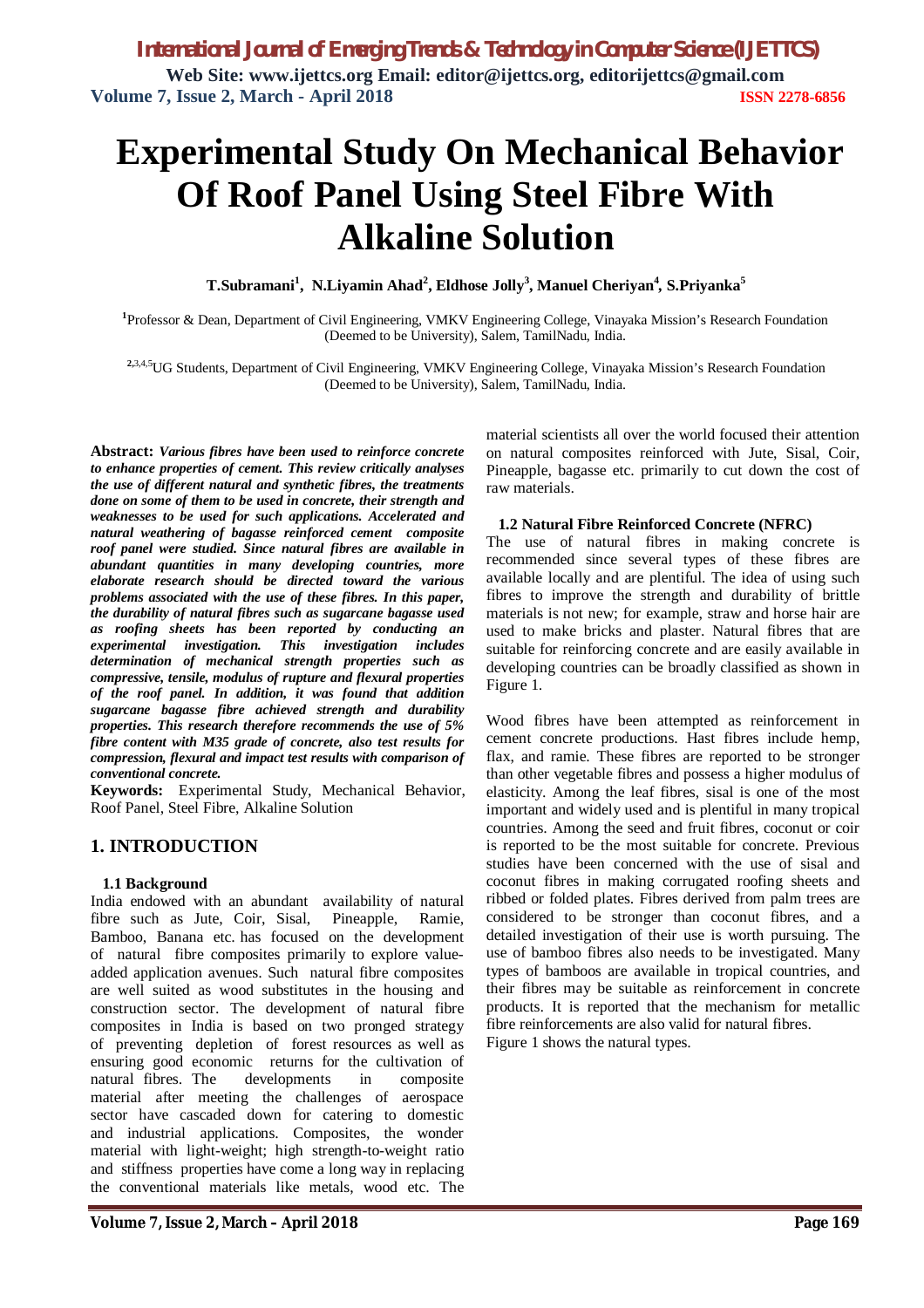# Experimental Study On Mechanical Behavior Of Roof Panel Using Steel Fibre With Alkaline Solution

**T.Subramani[1], N.Liyamin Ahad[2], Eldhose Jolly[3], Manuel Cheriyan[4], S.Priyanka[5]**

[1]Professor & Dean, Department of Civil Engineering, VMKV Engineering College, Vinayaka Mission's Research Foundation (Deemed to be University), Salem, TamilNadu, India.

[2,3,4,5]UG Students, Department of Civil Engineering, VMKV Engineering College, Vinayaka Mission's Research Foundation (Deemed to be University), Salem, TamilNadu, India.

**Abstract:** ***Various fibres have been used to reinforce concrete to enhance properties of cement. This review critically analyses the use of different natural and synthetic fibres, the treatments done on some of them to be used in concrete, their strength and weaknesses to be used for such applications. Accelerated and natural weathering of bagasse reinforced cement composite roof panel were studied. Since natural fibres are available in abundant quantities in many developing countries, more elaborate research should be directed toward the various problems associated with the use of these fibres. In this paper, the durability of natural fibres such as sugarcane bagasse used as roofing sheets has been reported by conducting an experimental investigation. This investigation includes determination of mechanical strength properties such as compressive, tensile, modulus of rupture and flexural properties of the roof panel. In addition, it was found that addition sugarcane bagasse fibre achieved strength and durability properties. This research therefore recommends the use of 5% fibre content with M35 grade of concrete, also test results for compression, flexural and impact test results with comparison of conventional concrete.***

**Keywords:** Experimental Study, Mechanical Behavior, Roof Panel, Steel Fibre, Alkaline Solution

## 1. INTRODUCTION

### 1.1 Background

India endowed with an abundant availability of natural fibre such as Jute, Coir, Sisal, Pineapple, Ramie, Bamboo, Banana etc. has focused on the development of natural fibre composites primarily to explore value-added application avenues. Such natural fibre composites are well suited as wood substitutes in the housing and construction sector. The development of natural fibre composites in India is based on two pronged strategy of preventing depletion of forest resources as well as ensuring good economic returns for the cultivation of natural fibres. The developments in composite material after meeting the challenges of aerospace sector have cascaded down for catering to domestic and industrial applications. Composites, the wonder material with light-weight; high strength-to-weight ratio and stiffness properties have come a long way in replacing the conventional materials like metals, wood etc. The material scientists all over the world focused their attention on natural composites reinforced with Jute, Sisal, Coir, Pineapple, bagasse etc. primarily to cut down the cost of raw materials.

### 1.2 Natural Fibre Reinforced Concrete (NFRC)

The use of natural fibres in making concrete is recommended since several types of these fibres are available locally and are plentiful. The idea of using such fibres to improve the strength and durability of brittle materials is not new; for example, straw and horse hair are used to make bricks and plaster. Natural fibres that are suitable for reinforcing concrete and are easily available in developing countries can be broadly classified as shown in Figure 1.

Wood fibres have been attempted as reinforcement in cement concrete productions. Hast fibres include hemp, flax, and ramie. These fibres are reported to be stronger than other vegetable fibres and possess a higher modulus of elasticity. Among the leaf fibres, sisal is one of the most important and widely used and is plentiful in many tropical countries. Among the seed and fruit fibres, coconut or coir is reported to be the most suitable for concrete. Previous studies have been concerned with the use of sisal and coconut fibres in making corrugated roofing sheets and ribbed or folded plates. Fibres derived from palm trees are considered to be stronger than coconut fibres, and a detailed investigation of their use is worth pursuing. The use of bamboo fibres also needs to be investigated. Many types of bamboos are available in tropical countries, and their fibres may be suitable as reinforcement in concrete products. It is reported that the mechanism for metallic fibre reinforcements are also valid for natural fibres.

Figure 1 shows the natural types.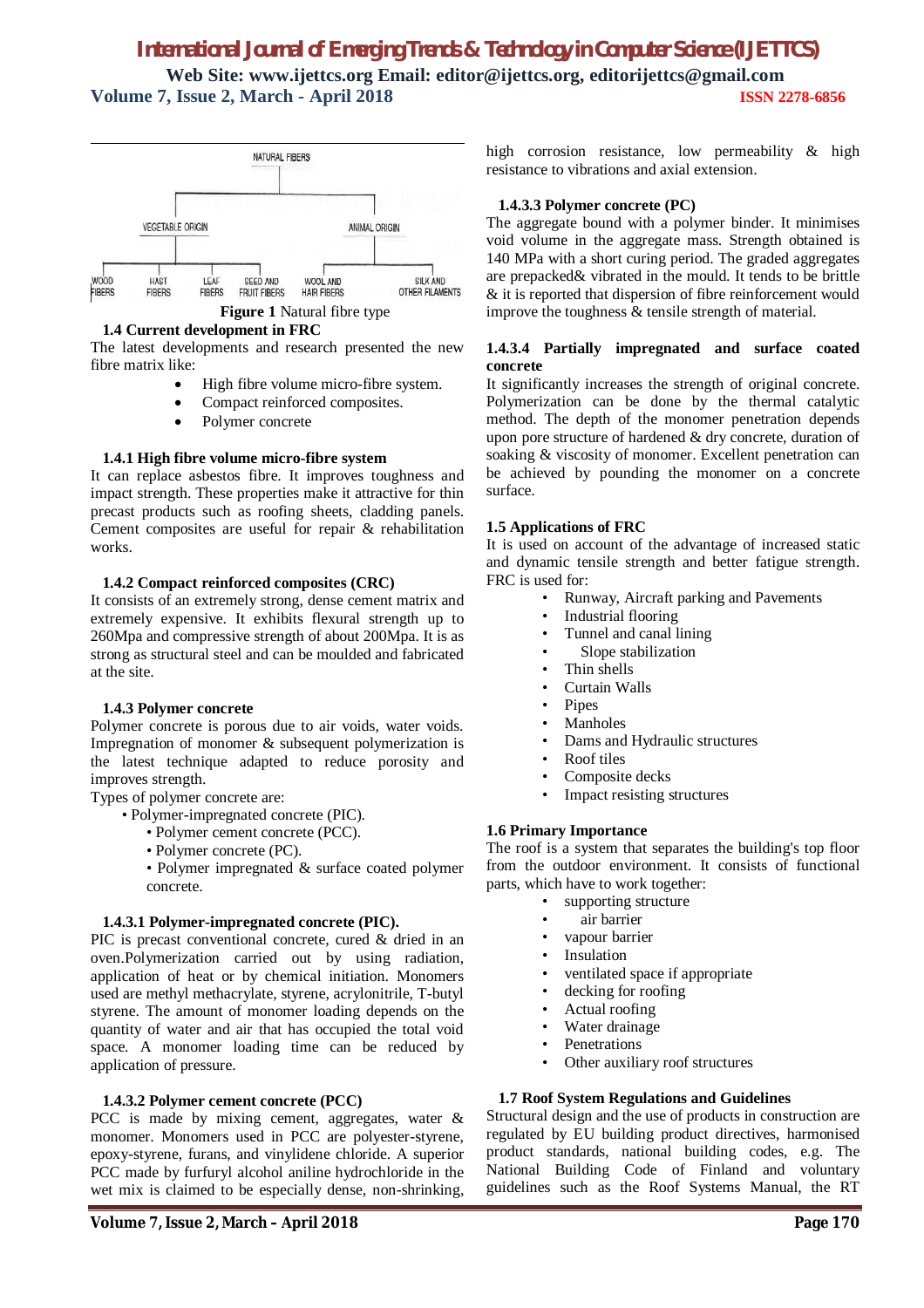NATURAL FIBERS

VEGETABLE ORIGIN — WOOD FIBERS, HAST FIBERS, LEAF FIBERS, SEED AND FRUIT FIBERS

ANIMAL ORIGIN — WOOL AND HAIR FIBERS, SILK AND OTHER FILAMENTS

**Figure 1** Natural fibre type

### 1.4 Current development in FRC

The latest developments and research presented the new fibre matrix like:

- High fibre volume micro-fibre system.
- Compact reinforced composites.
- Polymer concrete

#### 1.4.1 High fibre volume micro-fibre system

It can replace asbestos fibre. It improves toughness and impact strength. These properties make it attractive for thin precast products such as roofing sheets, cladding panels. Cement composites are useful for repair & rehabilitation works.

#### 1.4.2 Compact reinforced composites (CRC)

It consists of an extremely strong, dense cement matrix and extremely expensive. It exhibits flexural strength up to 260Mpa and compressive strength of about 200Mpa. It is as strong as structural steel and can be moulded and fabricated at the site.

#### 1.4.3 Polymer concrete

Polymer concrete is porous due to air voids, water voids. Impregnation of monomer & subsequent polymerization is the latest technique adapted to reduce porosity and improves strength.

Types of polymer concrete are:

- Polymer-impregnated concrete (PIC).
- Polymer cement concrete (PCC).
- Polymer concrete (PC).
- Polymer impregnated & surface coated polymer concrete.

##### 1.4.3.1 Polymer-impregnated concrete (PIC).

PIC is precast conventional concrete, cured & dried in an oven.Polymerization carried out by using radiation, application of heat or by chemical initiation. Monomers used are methyl methacrylate, styrene, acrylonitrile, T-butyl styrene. The amount of monomer loading depends on the quantity of water and air that has occupied the total void space. A monomer loading time can be reduced by application of pressure.

##### 1.4.3.2 Polymer cement concrete (PCC)

PCC is made by mixing cement, aggregates, water & monomer. Monomers used in PCC are polyester-styrene, epoxy-styrene, furans, and vinylidene chloride. A superior PCC made by furfuryl alcohol aniline hydrochloride in the wet mix is claimed to be especially dense, non-shrinking, high corrosion resistance, low permeability & high resistance to vibrations and axial extension.

##### 1.4.3.3 Polymer concrete (PC)

The aggregate bound with a polymer binder. It minimises void volume in the aggregate mass. Strength obtained is 140 MPa with a short curing period. The graded aggregates are prepacked& vibrated in the mould. It tends to be brittle & it is reported that dispersion of fibre reinforcement would improve the toughness & tensile strength of material.

##### 1.4.3.4 Partially impregnated and surface coated concrete

It significantly increases the strength of original concrete. Polymerization can be done by the thermal catalytic method. The depth of the monomer penetration depends upon pore structure of hardened & dry concrete, duration of soaking & viscosity of monomer. Excellent penetration can be achieved by pounding the monomer on a concrete surface.

### 1.5 Applications of FRC

It is used on account of the advantage of increased static and dynamic tensile strength and better fatigue strength. FRC is used for:

- Runway, Aircraft parking and Pavements
- Industrial flooring
- Tunnel and canal lining
- Slope stabilization
- Thin shells
- Curtain Walls
- Pipes
- Manholes
- Dams and Hydraulic structures
- Roof tiles
- Composite decks
- Impact resisting structures

### 1.6 Primary Importance

The roof is a system that separates the building's top floor from the outdoor environment. It consists of functional parts, which have to work together:

- supporting structure
- air barrier
- vapour barrier
- Insulation
- ventilated space if appropriate
- decking for roofing
- Actual roofing
- Water drainage
- Penetrations
- Other auxiliary roof structures

### 1.7 Roof System Regulations and Guidelines

Structural design and the use of products in construction are regulated by EU building product directives, harmonised product standards, national building codes, e.g. The National Building Code of Finland and voluntary guidelines such as the Roof Systems Manual, the RT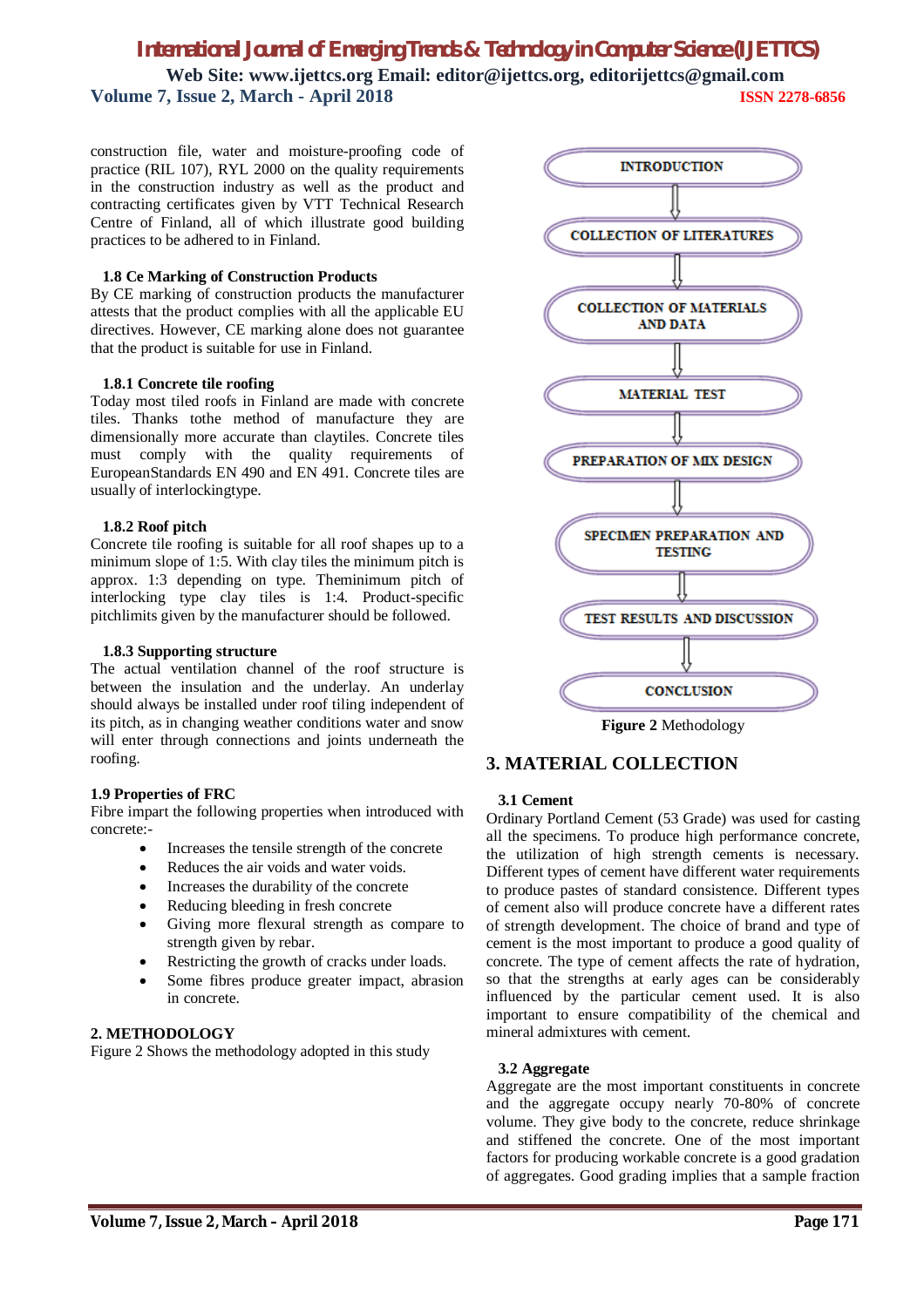construction file, water and moisture-proofing code of practice (RIL 107), RYL 2000 on the quality requirements in the construction industry as well as the product and contracting certificates given by VTT Technical Research Centre of Finland, all of which illustrate good building practices to be adhered to in Finland.

### 1.8 Ce Marking of Construction Products

By CE marking of construction products the manufacturer attests that the product complies with all the applicable EU directives. However, CE marking alone does not guarantee that the product is suitable for use in Finland.

#### 1.8.1 Concrete tile roofing

Today most tiled roofs in Finland are made with concrete tiles. Thanks tothe method of manufacture they are dimensionally more accurate than claytiles. Concrete tiles must comply with the quality requirements of EuropeanStandards EN 490 and EN 491. Concrete tiles are usually of interlockingtype.

#### 1.8.2 Roof pitch

Concrete tile roofing is suitable for all roof shapes up to a minimum slope of 1:5. With clay tiles the minimum pitch is approx. 1:3 depending on type. Theminimum pitch of interlocking type clay tiles is 1:4. Product-specific pitchlimits given by the manufacturer should be followed.

#### 1.8.3 Supporting structure

The actual ventilation channel of the roof structure is between the insulation and the underlay. An underlay should always be installed under roof tiling independent of its pitch, as in changing weather conditions water and snow will enter through connections and joints underneath the roofing.

### 1.9 Properties of FRC

Fibre impart the following properties when introduced with concrete:-

- Increases the tensile strength of the concrete
- Reduces the air voids and water voids.
- Increases the durability of the concrete
- Reducing bleeding in fresh concrete
- Giving more flexural strength as compare to strength given by rebar.
- Restricting the growth of cracks under loads.
- Some fibres produce greater impact, abrasion in concrete.

## 2. METHODOLOGY

Figure 2 Shows the methodology adopted in this study

INTRODUCTION → COLLECTION OF LITERATURES → COLLECTION OF MATERIALS AND DATA → MATERIAL TEST → PREPARATION OF MIX DESIGN → SPECIMEN PREPARATION AND TESTING → TEST RESULTS AND DISCUSSION → CONCLUSION

**Figure 2** Methodology

## 3. MATERIAL COLLECTION

### 3.1 Cement

Ordinary Portland Cement (53 Grade) was used for casting all the specimens. To produce high performance concrete, the utilization of high strength cements is necessary. Different types of cement have different water requirements to produce pastes of standard consistence. Different types of cement also will produce concrete have a different rates of strength development. The choice of brand and type of cement is the most important to produce a good quality of concrete. The type of cement affects the rate of hydration, so that the strengths at early ages can be considerably influenced by the particular cement used. It is also important to ensure compatibility of the chemical and mineral admixtures with cement.

### 3.2 Aggregate

Aggregate are the most important constituents in concrete and the aggregate occupy nearly 70-80% of concrete volume. They give body to the concrete, reduce shrinkage and stiffened the concrete. One of the most important factors for producing workable concrete is a good gradation of aggregates. Good grading implies that a sample fraction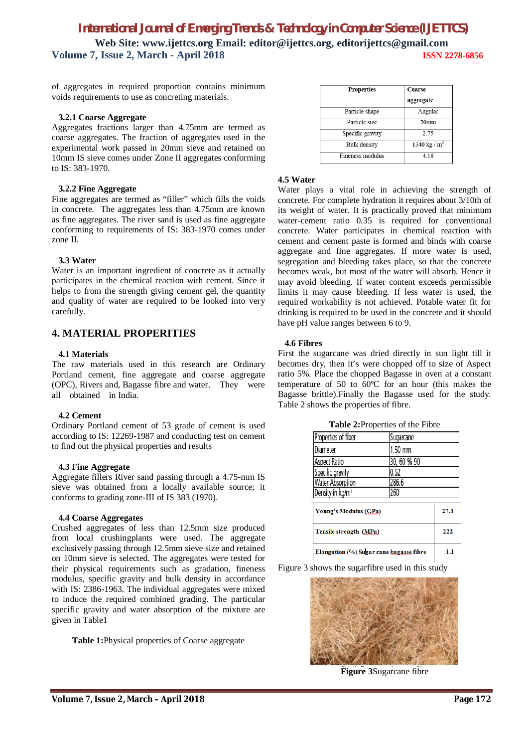of aggregates in required proportion contains minimum voids requirements to use as concreting materials.

### 3.2.1 Coarse Aggregate

Aggregates fractions larger than 4.75mm are termed as coarse aggregates. The fraction of aggregates used in the experimental work passed in 20mm sieve and retained on 10mm IS sieve comes under Zone II aggregates conforming to IS: 383-1970.

### 3.2.2 Fine Aggregate

Fine aggregates are termed as "filler" which fills the voids in concrete. The aggregates less than 4.75mm are known as fine aggregates. The river sand is used as fine aggregate conforming to requirements of IS: 383-1970 comes under zone II.

### 3.3 Water

Water is an important ingredient of concrete as it actually participates in the chemical reaction with cement. Since it helps to from the strength giving cement gel, the quantity and quality of water are required to be looked into very carefully.

## 4. MATERIAL PROPERITIES

### 4.1 Materials

The raw materials used in this research are Ordinary Portland cement, fine aggregate and coarse aggregate (OPC), Rivers and, Bagasse fibre and water. They were all obtained in India.

### 4.2 Cement

Ordinary Portland cement of 53 grade of cement is used according to IS: 12269-1987 and conducting test on cement to find out the physical properties and results

### 4.3 Fine Aggregate

Aggregate fillers River sand passing through a 4.75-mm IS sieve was obtained from a locally available source; it conforms to grading zone-III of IS 383 (1970).

### 4.4 Coarse Aggregates

Crushed aggregates of less than 12.5mm size produced from local crushingplants were used. The aggregate exclusively passing through 12.5mm sieve size and retained on 10mm sieve is selected. The aggregates were tested for their physical requirements such as gradation, fineness modulus, specific gravity and bulk density in accordance with IS: 2386-1963. The individual aggregates were mixed to induce the required combined grading. The particular specific gravity and water absorption of the mixture are given in Table1

**Table 1:**Physical properties of Coarse aggregate

| Properties | Coarse aggregate |
|---|---|
| Particle shape | Angular |
| Particle size | 20mm |
| Specific gravity | 2.75 |
| Bulk density | 1340 kg / m$^3$ |
| Fineness modulus | 4.18 |

### 4.5 Water

Water plays a vital role in achieving the strength of concrete. For complete hydration it requires about 3/10th of its weight of water. It is practically proved that minimum water-cement ratio 0.35 is required for conventional concrete. Water participates in chemical reaction with cement and cement paste is formed and binds with coarse aggregate and fine aggregates. If more water is used, segregation and bleeding takes place, so that the concrete becomes weak, but most of the water will absorb. Hence it may avoid bleeding. If water content exceeds permissible limits it may cause bleeding. If less water is used, the required workability is not achieved. Potable water fit for drinking is required to be used in the concrete and it should have pH value ranges between 6 to 9.

### 4.6 Fibres

First the sugarcane was dried directly in sun light till it becomes dry, then it's were chopped off to size of Aspect ratio 5%. Place the chopped Bagasse in oven at a constant temperature of 50 to 60ºC for an hour (this makes the Bagasse brittle).Finally the Bagasse used for the study. Table 2 shows the properties of fibre.

**Table 2:**Properties of the Fibre

| Properties of fiber | Sugarcane |
|---|---|
| Diameter | 1.50 mm |
| Aspect Ratio | 30, 60 % 90 |
| Specific gravity | 0.52 |
| Water Absorption | 286.6 |
| Density in kg/m$^3$ | 260 |
| Young's Modulus (GPa) | 27.1 |
| Tensile strength (MPa) | 222 |
| Elongation (%) Sugar cane bagasse fibre | 1.1 |

Figure 3 shows the sugarfibre used in this study

**Figure 3**Sugarcane fibre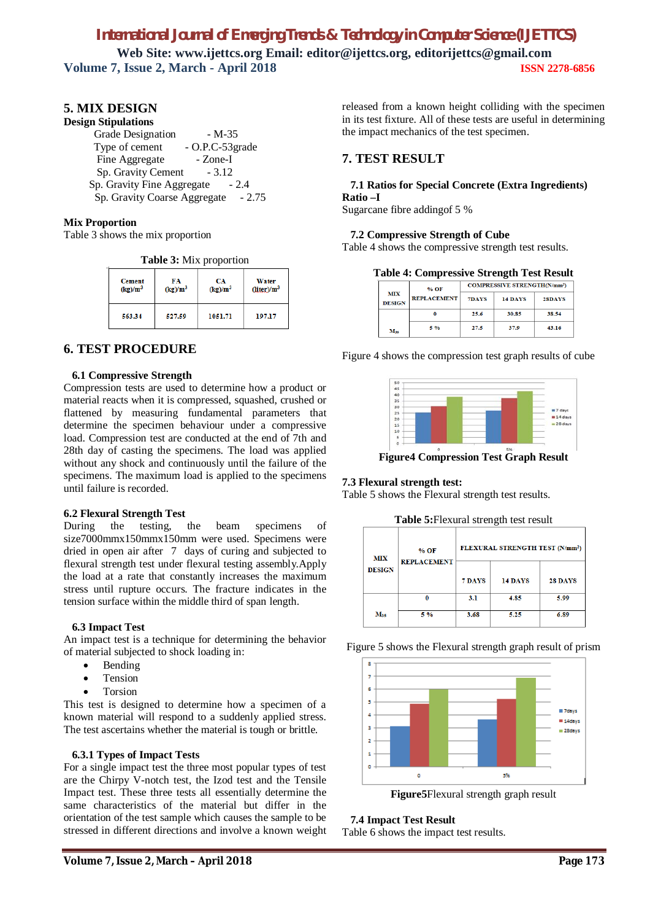## 5. MIX DESIGN

**Design Stipulations**

Grade Designation - M-35
Type of cement - O.P.C-53grade
Fine Aggregate - Zone-I
Sp. Gravity Cement - 3.12
Sp. Gravity Fine Aggregate - 2.4
Sp. Gravity Coarse Aggregate - 2.75

**Mix Proportion**

Table 3 shows the mix proportion

**Table 3:** Mix proportion

| Cement (kg)/m³ | FA (kg)/m³ | CA (kg)/m³ | Water (liter)/m³ |
|---|---|---|---|
| 563.34 | 527.59 | 1051.71 | 197.17 |

## 6. TEST PROCEDURE

### 6.1 Compressive Strength

Compression tests are used to determine how a product or material reacts when it is compressed, squashed, crushed or flattened by measuring fundamental parameters that determine the specimen behaviour under a compressive load. Compression test are conducted at the end of 7th and 28th day of casting the specimens. The load was applied without any shock and continuously until the failure of the specimens. The maximum load is applied to the specimens until failure is recorded.

### 6.2 Flexural Strength Test

During the testing, the beam specimens of size7000mmx150mmx150mm were used. Specimens were dried in open air after 7 days of curing and subjected to flexural strength test under flexural testing assembly.Apply the load at a rate that constantly increases the maximum stress until rupture occurs. The fracture indicates in the tension surface within the middle third of span length.

### 6.3 Impact Test

An impact test is a technique for determining the behavior of material subjected to shock loading in:

- Bending
- Tension
- Torsion

This test is designed to determine how a specimen of a known material will respond to a suddenly applied stress. The test ascertains whether the material is tough or brittle.

#### 6.3.1 Types of Impact Tests

For a single impact test the three most popular types of test are the Chirpy V-notch test, the Izod test and the Tensile Impact test. These three tests all essentially determine the same characteristics of the material but differ in the orientation of the test sample which causes the sample to be stressed in different directions and involve a known weight released from a known height colliding with the specimen in its test fixture. All of these tests are useful in determining the impact mechanics of the test specimen.

## 7. TEST RESULT

### 7.1 Ratios for Special Concrete (Extra Ingredients)

**Ratio –I**

Sugarcane fibre addingof 5 %

### 7.2 Compressive Strength of Cube

Table 4 shows the compressive strength test results.

**Table 4: Compressive Strength Test Result**

| MIX DESIGN | % OF REPLACEMENT | COMPRESSIVE STRENGTH(N/mm²) | | |
|---|---|---|---|---|
| | | 7DAYS | 14 DAYS | 28DAYS |
| $M_{35}$ | 0 | 25.6 | 30.85 | 38.54 |
| | 5 % | 27.5 | 37.9 | 43.16 |

Figure 4 shows the compression test graph results of cube

**Figure4 Compression Test Graph Result**

### 7.3 Flexural strength test:

Table 5 shows the Flexural strength test results.

**Table 5:**Flexural strength test result

| MIX DESIGN | % OF REPLACEMENT | FLEXURAL STRENGTH TEST (N/mm²) | | |
|---|---|---|---|---|
| | | 7 DAYS | 14 DAYS | 28 DAYS |
| $M_{35}$ | 0 | 3.1 | 4.85 | 5.99 |
| | 5 % | 3.68 | 5.25 | 6.89 |

Figure 5 shows the Flexural strength graph result of prism

**Figure5**Flexural strength graph result

### 7.4 Impact Test Result

Table 6 shows the impact test results.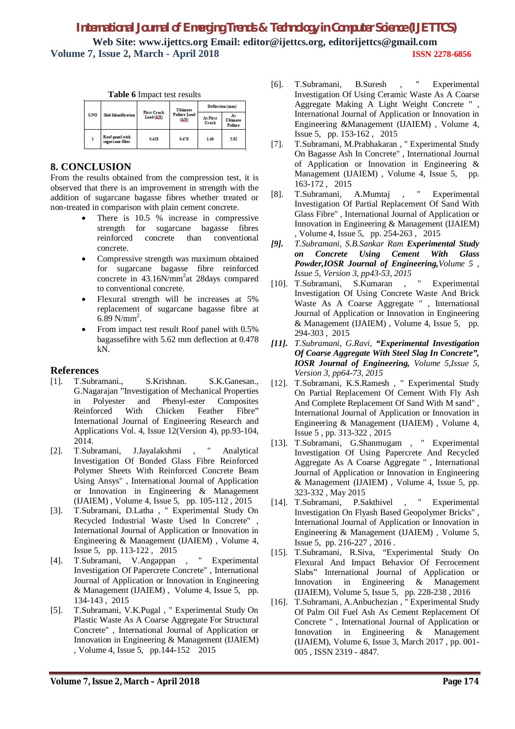**Table 6** Impact test results

| S.NO | Slab Identification | First Crack Load (kN) | Ultimate Failure Load (kN) | Deflection (mm) | |
|---|---|---|---|---|---|
| | | | | At First Crack | At Ultimate Failure |
| 1 | Roof panel with sugarcane fiber | 0.428 | 0.478 | 1.46 | 5.62 |

## 8. CONCLUSION

From the results obtained from the compression test, it is observed that there is an improvement in strength with the addition of sugarcane bagasse fibres whether treated or non-treated in comparison with plain cement concrete.

- There is 10.5 % increase in compressive strength for sugarcane bagasse fibres reinforced concrete than conventional concrete.
- Compressive strength was maximum obtained for sugarcane bagasse fibre reinforced concrete in 43.16N/mm$^2$at 28days compared to conventional concrete.
- Flexural strength will be increases at 5% replacement of sugarcane bagasse fibre at 6.89 N/mm$^2$.
- From impact test result Roof panel with 0.5% bagassefibre with 5.62 mm deflection at 0.478 kN.

## References

[1]. T.Subramani., S.Krishnan. S.K.Ganesan., G.Nagarajan "Investigation of Mechanical Properties in Polyester and Phenyl-ester Composites Reinforced With Chicken Feather Fibre" International Journal of Engineering Research and Applications Vol. 4, Issue 12(Version 4), pp.93-104, 2014.

[2]. T.Subramani, J.Jayalakshmi , " Analytical Investigation Of Bonded Glass Fibre Reinforced Polymer Sheets With Reinforced Concrete Beam Using Ansys" , International Journal of Application or Innovation in Engineering & Management (IJAIEM) , Volume 4, Issue 5, pp. 105-112 , 2015

[3]. T.Subramani, D.Latha , " Experimental Study On Recycled Industrial Waste Used In Concrete" , International Journal of Application or Innovation in Engineering & Management (IJAIEM) , Volume 4, Issue 5, pp. 113-122 , 2015

[4]. T.Subramani, V.Angappan , " Experimental Investigation Of Papercrete Concrete" , International Journal of Application or Innovation in Engineering & Management (IJAIEM) , Volume 4, Issue 5, pp. 134-143 , 2015

[5]. T.Subramani, V.K.Pugal , " Experimental Study On Plastic Waste As A Coarse Aggregate For Structural Concrete" , International Journal of Application or Innovation in Engineering & Management (IJAIEM) , Volume 4, Issue 5, pp.144-152 2015

[6]. T.Subramani, B.Suresh , " Experimental Investigation Of Using Ceramic Waste As A Coarse Aggregate Making A Light Weight Concrete " , International Journal of Application or Innovation in Engineering &Management (IJAIEM) , Volume 4, Issue 5, pp. 153-162 , 2015

[7]. T.Subramani, M.Prabhakaran , " Experimental Study On Bagasse Ash In Concrete" , International Journal of Application or Innovation in Engineering & Management (IJAIEM) , Volume 4, Issue 5, pp. 163-172 , 2015

[8]. T.Subramani, A.Mumtaj , " Experimental Investigation Of Partial Replacement Of Sand With Glass Fibre" , International Journal of Application or Innovation in Engineering & Management (IJAIEM) , Volume 4, Issue 5, pp. 254-263 , 2015

*[9]. T.Subramani, S.B.Sankar Ram **Experimental Study on Concrete Using Cement With Glass Powder,IOSR Journal of Engineering,**Volume 5 , Issue 5, Version 3, pp43-53, 2015*

[10]. T.Subramani, S.Kumaran , " Experimental Investigation Of Using Concrete Waste And Brick Waste As A Coarse Aggregate " , International Journal of Application or Innovation in Engineering & Management (IJAIEM) , Volume 4, Issue 5, pp. 294-303 , 2015

*[11]. T.Subramani, G.Ravi, **"Experimental Investigation Of Coarse Aggregate With Steel Slag In Concrete", IOSR Journal of Engineering,** Volume 5,Issue 5, Version 3, pp64-73, 2015*

[12]. T.Subramani, K.S.Ramesh , " Experimental Study On Partial Replacement Of Cement With Fly Ash And Complete Replacement Of Sand With M sand" , International Journal of Application or Innovation in Engineering & Management (IJAIEM) , Volume 4, Issue 5 , pp. 313-322 , 2015

[13]. T.Subramani, G.Shanmugam , " Experimental Investigation Of Using Papercrete And Recycled Aggregate As A Coarse Aggregate " , International Journal of Application or Innovation in Engineering & Management (IJAIEM) , Volume 4, Issue 5, pp. 323-332 , May 2015

[14]. T.Subramani, P.Sakthivel , " Experimental Investigation On Flyash Based Geopolymer Bricks" , International Journal of Application or Innovation in Engineering & Management (IJAIEM) , Volume 5, Issue 5, pp. 216-227 , 2016 .

[15]. T.Subramani, R.Siva, "Experimental Study On Flexural And Impact Behavior Of Ferrocement Slabs" International Journal of Application or Innovation in Engineering & Management (IJAIEM), Volume 5, Issue 5, pp. 228-238 , 2016

[16]. T.Subramani, A.Anbuchezian , " Experimental Study Of Palm Oil Fuel Ash As Cement Replacement Of Concrete " , International Journal of Application or Innovation in Engineering & Management (IJAIEM), Volume 6, Issue 3, March 2017 , pp. 001-005 , ISSN 2319 - 4847.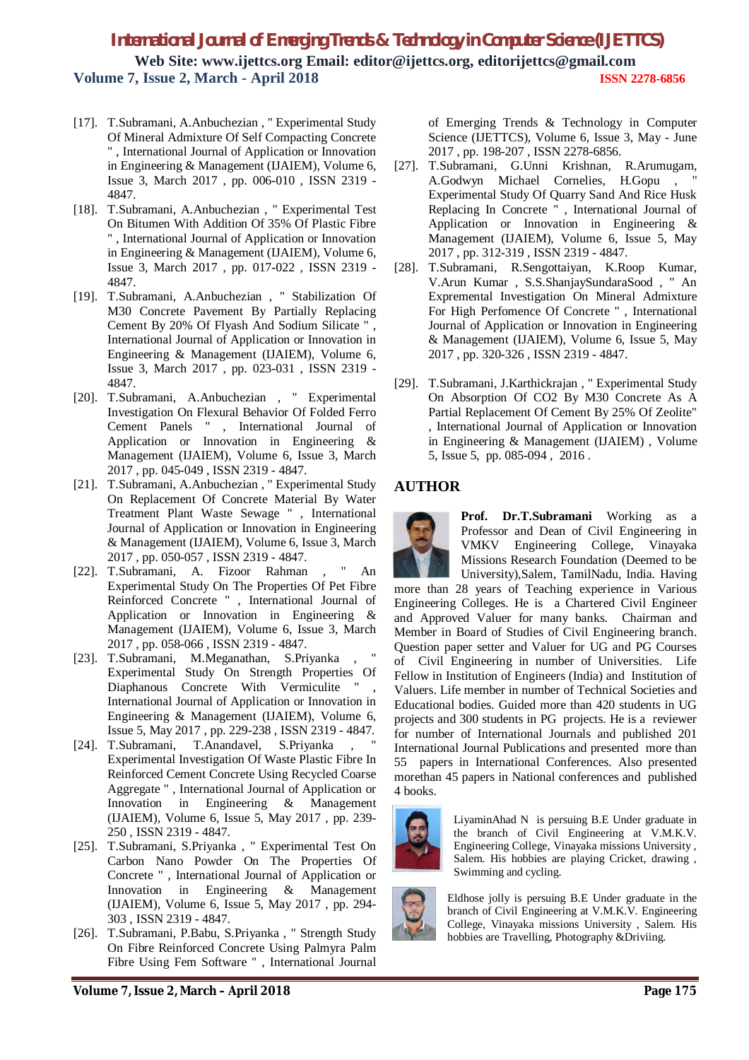[17]. T.Subramani, A.Anbuchezian , " Experimental Study Of Mineral Admixture Of Self Compacting Concrete " , International Journal of Application or Innovation in Engineering & Management (IJAIEM), Volume 6, Issue 3, March 2017 , pp. 006-010 , ISSN 2319 - 4847.

[18]. T.Subramani, A.Anbuchezian , " Experimental Test On Bitumen With Addition Of 35% Of Plastic Fibre " , International Journal of Application or Innovation in Engineering & Management (IJAIEM), Volume 6, Issue 3, March 2017 , pp. 017-022 , ISSN 2319 - 4847.

[19]. T.Subramani, A.Anbuchezian , " Stabilization Of M30 Concrete Pavement By Partially Replacing Cement By 20% Of Flyash And Sodium Silicate " , International Journal of Application or Innovation in Engineering & Management (IJAIEM), Volume 6, Issue 3, March 2017 , pp. 023-031 , ISSN 2319 - 4847.

[20]. T.Subramani, A.Anbuchezian , " Experimental Investigation On Flexural Behavior Of Folded Ferro Cement Panels " , International Journal of Application or Innovation in Engineering & Management (IJAIEM), Volume 6, Issue 3, March 2017 , pp. 045-049 , ISSN 2319 - 4847.

[21]. T.Subramani, A.Anbuchezian , " Experimental Study On Replacement Of Concrete Material By Water Treatment Plant Waste Sewage " , International Journal of Application or Innovation in Engineering & Management (IJAIEM), Volume 6, Issue 3, March 2017 , pp. 050-057 , ISSN 2319 - 4847.

[22]. T.Subramani, A. Fizoor Rahman , " An Experimental Study On The Properties Of Pet Fibre Reinforced Concrete " , International Journal of Application or Innovation in Engineering & Management (IJAIEM), Volume 6, Issue 3, March 2017 , pp. 058-066 , ISSN 2319 - 4847.

[23]. T.Subramani, M.Meganathan, S.Priyanka , " Experimental Study On Strength Properties Of Diaphanous Concrete With Vermiculite " , International Journal of Application or Innovation in Engineering & Management (IJAIEM), Volume 6, Issue 5, May 2017 , pp. 229-238 , ISSN 2319 - 4847.

[24]. T.Subramani, T.Anandavel, S.Priyanka , " Experimental Investigation Of Waste Plastic Fibre In Reinforced Cement Concrete Using Recycled Coarse Aggregate " , International Journal of Application or Innovation in Engineering & Management (IJAIEM), Volume 6, Issue 5, May 2017 , pp. 239-250 , ISSN 2319 - 4847.

[25]. T.Subramani, S.Priyanka , " Experimental Test On Carbon Nano Powder On The Properties Of Concrete " , International Journal of Application or Innovation in Engineering & Management (IJAIEM), Volume 6, Issue 5, May 2017 , pp. 294-303 , ISSN 2319 - 4847.

[26]. T.Subramani, P.Babu, S.Priyanka , " Strength Study On Fibre Reinforced Concrete Using Palmyra Palm Fibre Using Fem Software " , International Journal of Emerging Trends & Technology in Computer Science (IJETTCS), Volume 6, Issue 3, May - June 2017 , pp. 198-207 , ISSN 2278-6856.

[27]. T.Subramani, G.Unni Krishnan, R.Arumugam, A.Godwyn Michael Cornelies, H.Gopu , " Experimental Study Of Quarry Sand And Rice Husk Replacing In Concrete " , International Journal of Application or Innovation in Engineering & Management (IJAIEM), Volume 6, Issue 5, May 2017 , pp. 312-319 , ISSN 2319 - 4847.

[28]. T.Subramani, R.Sengottaiyan, K.Roop Kumar, V.Arun Kumar , S.S.ShanjaySundaraSood , " An Expremental Investigation On Mineral Admixture For High Perfomence Of Concrete " , International Journal of Application or Innovation in Engineering & Management (IJAIEM), Volume 6, Issue 5, May 2017 , pp. 320-326 , ISSN 2319 - 4847.

[29]. T.Subramani, J.Karthickrajan , " Experimental Study On Absorption Of CO2 By M30 Concrete As A Partial Replacement Of Cement By 25% Of Zeolite" , International Journal of Application or Innovation in Engineering & Management (IJAIEM) , Volume 5, Issue 5, pp. 085-094 , 2016 .

## AUTHOR

**Prof. Dr.T.Subramani** Working as a Professor and Dean of Civil Engineering in VMKV Engineering College, Vinayaka Missions Research Foundation (Deemed to be University),Salem, TamilNadu, India. Having more than 28 years of Teaching experience in Various Engineering Colleges. He is a Chartered Civil Engineer and Approved Valuer for many banks. Chairman and Member in Board of Studies of Civil Engineering branch. Question paper setter and Valuer for UG and PG Courses of Civil Engineering in number of Universities. Life Fellow in Institution of Engineers (India) and Institution of Valuers. Life member in number of Technical Societies and Educational bodies. Guided more than 420 students in UG projects and 300 students in PG projects. He is a reviewer for number of International Journals and published 201 International Journal Publications and presented more than 55 papers in International Conferences. Also presented morethan 45 papers in National conferences and published 4 books.

LiyaminAhad N is persuing B.E Under graduate in the branch of Civil Engineering at V.M.K.V. Engineering College, Vinayaka missions University , Salem. His hobbies are playing Cricket, drawing , Swimming and cycling.

Eldhose jolly is persuing B.E Under graduate in the branch of Civil Engineering at V.M.K.V. Engineering College, Vinayaka missions University , Salem. His hobbies are Travelling, Photography &Driviing.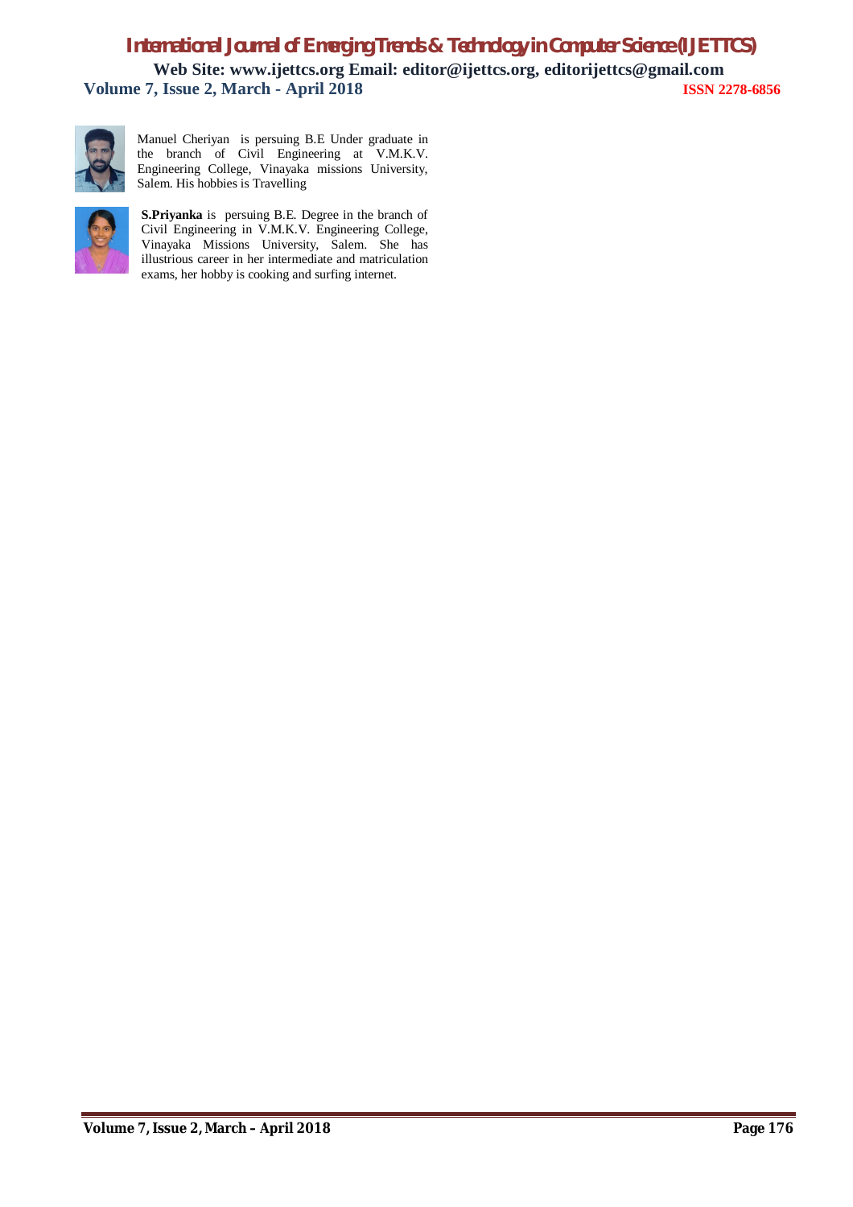Manuel Cheriyan is persuing B.E Under graduate in the branch of Civil Engineering at V.M.K.V. Engineering College, Vinayaka missions University, Salem. His hobbies is Travelling

**S.Priyanka** is persuing B.E. Degree in the branch of Civil Engineering in V.M.K.V. Engineering College, Vinayaka Missions University, Salem. She has illustrious career in her intermediate and matriculation exams, her hobby is cooking and surfing internet.